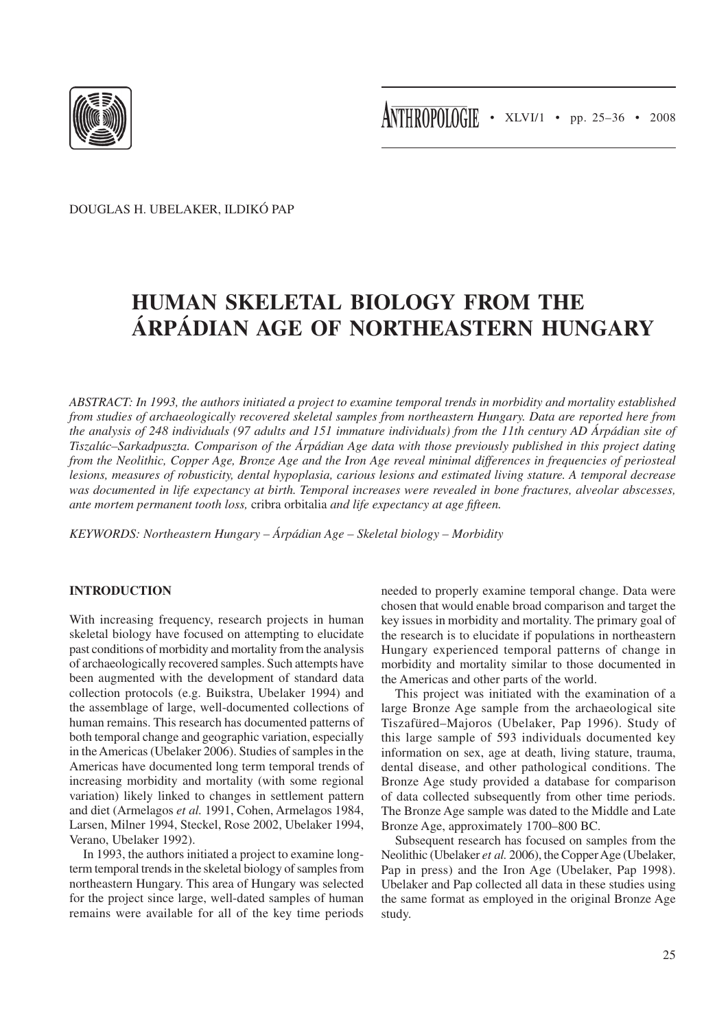DOUGLAS H. UBELAKER, ILDIKÓ PAP

# HUMAN SKELETAL BIOLOGY FROM THE ÁRPÁDIAN AGE OF NORTHEASTERN HUNGARY

*ABSTRACT: In 1993, the authors initiated a project to examine temporal trends in morbidity and mortality established from studies of archaeologically recovered skeletal samples from northeastern Hungary. Data are reported here from the analysis of 248 individuals (97 adults and 151 immature individuals) from the 11th century AD Árpádian site of Tiszalúc–Sarkadpuszta. Comparison of the Árpádian Age data with those previously published in this project dating from the Neolithic, Copper Age, Bronze Age and the Iron Age reveal minimal differences in frequencies of periosteal lesions, measures of robusticity, dental hypoplasia, carious lesions and estimated living stature. A temporal decrease was documented in life expectancy at birth. Temporal increases were revealed in bone fractures, alveolar abscesses, ante mortem permanent tooth loss,* cribra orbitalia *and life expectancy at age fifteen.*

*KEYWORDS: Northeastern Hungary – Árpádian Age – Skeletal biology – Morbidity*

## INTRODUCTION

With increasing frequency, research projects in human skeletal biology have focused on attempting to elucidate past conditions of morbidity and mortality from the analysis of archaeologically recovered samples. Such attempts have been augmented with the development of standard data collection protocols (e.g. Buikstra, Ubelaker 1994) and the assemblage of large, well-documented collections of human remains. This research has documented patterns of both temporal change and geographic variation, especially in the Americas (Ubelaker 2006). Studies of samples in the Americas have documented long term temporal trends of increasing morbidity and mortality (with some regional variation) likely linked to changes in settlement pattern and diet (Armelagos *et al.* 1991, Cohen, Armelagos 1984, Larsen, Milner 1994, Steckel, Rose 2002, Ubelaker 1994, Verano, Ubelaker 1992).

In 1993, the authors initiated a project to examine long-term temporal trends in the skeletal biology of samples from northeastern Hungary. This area of Hungary was selected for the project since large, well-dated samples of human remains were available for all of the key time periods needed to properly examine temporal change. Data were chosen that would enable broad comparison and target the key issues in morbidity and mortality. The primary goal of the research is to elucidate if populations in northeastern Hungary experienced temporal patterns of change in morbidity and mortality similar to those documented in the Americas and other parts of the world.

This project was initiated with the examination of a large Bronze Age sample from the archaeological site Tiszafüred–Majoros (Ubelaker, Pap 1996). Study of this large sample of 593 individuals documented key information on sex, age at death, living stature, trauma, dental disease, and other pathological conditions. The Bronze Age study provided a database for comparison of data collected subsequently from other time periods. The Bronze Age sample was dated to the Middle and Late Bronze Age, approximately 1700–800 BC.

Subsequent research has focused on samples from the Neolithic (Ubelaker *et al.* 2006), the Copper Age (Ubelaker, Pap in press) and the Iron Age (Ubelaker, Pap 1998). Ubelaker and Pap collected all data in these studies using the same format as employed in the original Bronze Age study.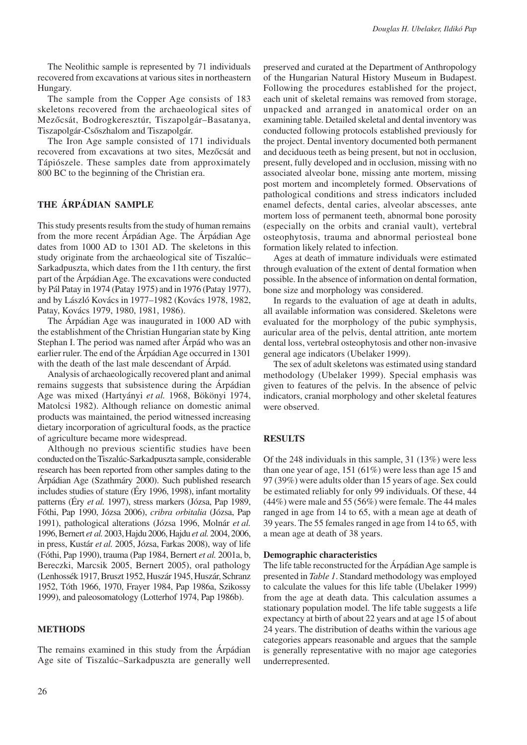The Neolithic sample is represented by 71 individuals recovered from excavations at various sites in northeastern Hungary.

The sample from the Copper Age consists of 183 skeletons recovered from the archaeological sites of Mezőcsát, Bodrogkeresztúr, Tiszapolgár–Basatanya, Tiszapolgár-Csőszhalom and Tiszapolgár.

The Iron Age sample consisted of 171 individuals recovered from excavations at two sites, Mezőcsát and Tápiószele. These samples date from approximately 800 BC to the beginning of the Christian era.

## THE ÁRPÁDIAN SAMPLE

This study presents results from the study of human remains from the more recent Árpádian Age. The Árpádian Age dates from 1000 AD to 1301 AD. The skeletons in this study originate from the archaeological site of Tiszalúc–Sarkadpuszta, which dates from the 11th century, the first part of the Árpádian Age. The excavations were conducted by Pál Patay in 1974 (Patay 1975) and in 1976 (Patay 1977), and by László Kovács in 1977–1982 (Kovács 1978, 1982, Patay, Kovács 1979, 1980, 1981, 1986).

The Árpádian Age was inaugurated in 1000 AD with the establishment of the Christian Hungarian state by King Stephan I. The period was named after Árpád who was an earlier ruler. The end of the Árpádian Age occurred in 1301 with the death of the last male descendant of Árpád.

Analysis of archaeologically recovered plant and animal remains suggests that subsistence during the Árpádian Age was mixed (Hartyányi *et al.* 1968, Bökönyi 1974, Matolcsi 1982). Although reliance on domestic animal products was maintained, the period witnessed increasing dietary incorporation of agricultural foods, as the practice of agriculture became more widespread.

Although no previous scientific studies have been conducted on the Tiszalúc-Sarkadpuszta sample, considerable research has been reported from other samples dating to the Árpádian Age (Szathmáry 2000). Such published research includes studies of stature (Éry 1996, 1998), infant mortality patterns (Éry *et al.* 1997), stress markers (Józsa, Pap 1989, Fóthi, Pap 1990, Józsa 2006), *cribra orbitalia* (Józsa, Pap 1991), pathological alterations (Józsa 1996, Molnár *et al.* 1996, Bernert *et al.* 2003, Hajdu 2006, Hajdu *et al.* 2004, 2006, in press, Kustár *et al.* 2005, Józsa, Farkas 2008), way of life (Fóthi, Pap 1990), trauma (Pap 1984, Bernert *et al.* 2001a, b, Bereczki, Marcsik 2005, Bernert 2005), oral pathology (Lenhossék 1917, Bruszt 1952, Huszár 1945, Huszár, Schranz 1952, Tóth 1966, 1970, Frayer 1984, Pap 1986a, Szikossy 1999), and paleosomatology (Lotterhof 1974, Pap 1986b).

## METHODS

The remains examined in this study from the Árpádian Age site of Tiszalúc–Sarkadpuszta are generally well preserved and curated at the Department of Anthropology of the Hungarian Natural History Museum in Budapest. Following the procedures established for the project, each unit of skeletal remains was removed from storage, unpacked and arranged in anatomical order on an examining table. Detailed skeletal and dental inventory was conducted following protocols established previously for the project. Dental inventory documented both permanent and deciduous teeth as being present, but not in occlusion, present, fully developed and in occlusion, missing with no associated alveolar bone, missing ante mortem, missing post mortem and incompletely formed. Observations of pathological conditions and stress indicators included enamel defects, dental caries, alveolar abscesses, ante mortem loss of permanent teeth, abnormal bone porosity (especially on the orbits and cranial vault), vertebral osteophytosis, trauma and abnormal periosteal bone formation likely related to infection.

Ages at death of immature individuals were estimated through evaluation of the extent of dental formation when possible. In the absence of information on dental formation, bone size and morphology was considered.

In regards to the evaluation of age at death in adults, all available information was considered. Skeletons were evaluated for the morphology of the pubic symphysis, auricular area of the pelvis, dental attrition, ante mortem dental loss, vertebral osteophytosis and other non-invasive general age indicators (Ubelaker 1999).

The sex of adult skeletons was estimated using standard methodology (Ubelaker 1999). Special emphasis was given to features of the pelvis. In the absence of pelvic indicators, cranial morphology and other skeletal features were observed.

## RESULTS

Of the 248 individuals in this sample, 31 (13%) were less than one year of age, 151 (61%) were less than age 15 and 97 (39%) were adults older than 15 years of age. Sex could be estimated reliably for only 99 individuals. Of these, 44 (44%) were male and 55 (56%) were female. The 44 males ranged in age from 14 to 65, with a mean age at death of 39 years. The 55 females ranged in age from 14 to 65, with a mean age at death of 38 years.

### Demographic characteristics

The life table reconstructed for the Árpádian Age sample is presented in *Table 1*. Standard methodology was employed to calculate the values for this life table (Ubelaker 1999) from the age at death data. This calculation assumes a stationary population model. The life table suggests a life expectancy at birth of about 22 years and at age 15 of about 24 years. The distribution of deaths within the various age categories appears reasonable and argues that the sample is generally representative with no major age categories underrepresented.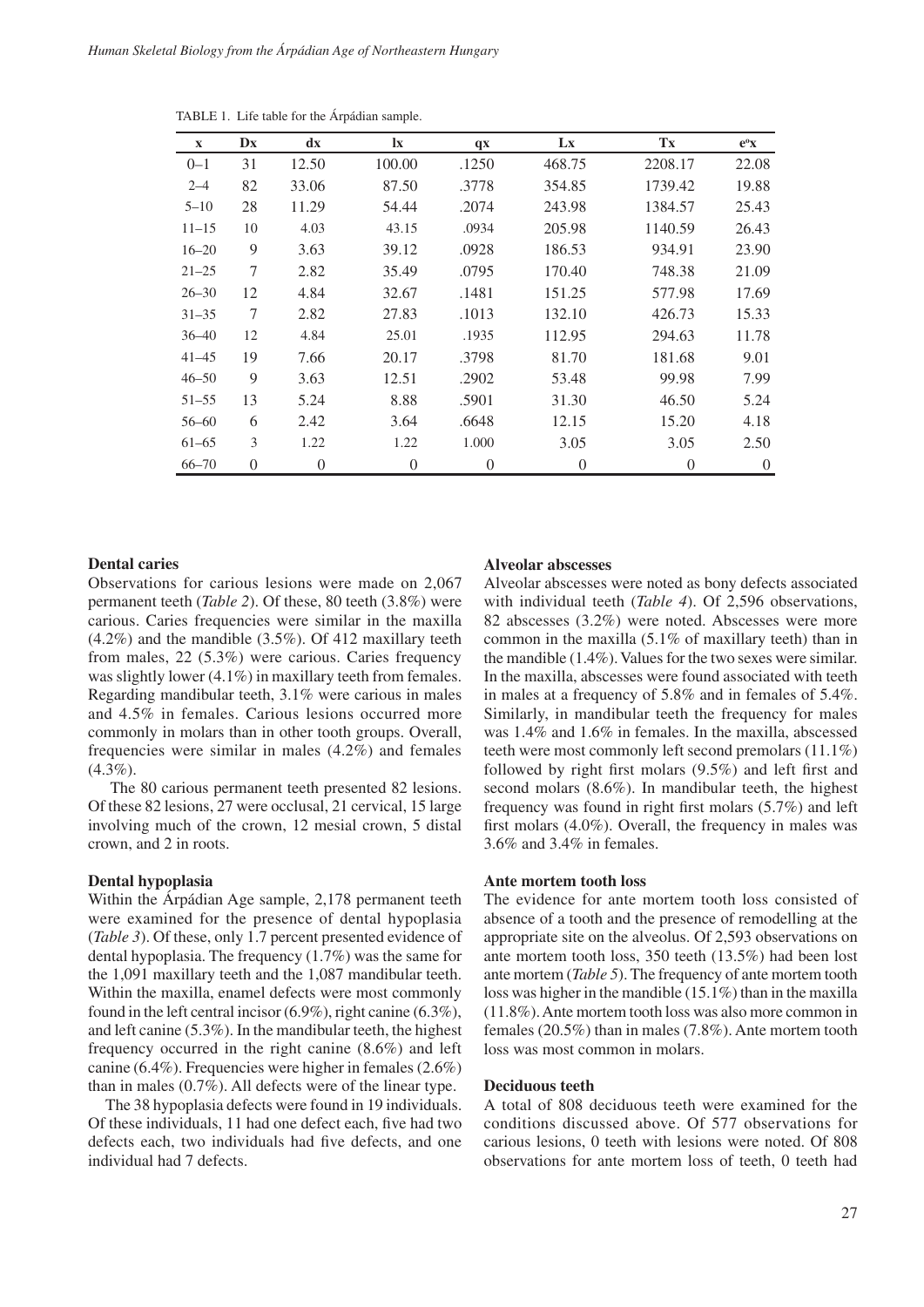TABLE 1. Life table for the Árpádian sample.

| x | Dx | dx | lx | qx | Lx | Tx | $e^o x$ |
|---|---|---|---|---|---|---|---|
| 0–1 | 31 | 12.50 | 100.00 | .1250 | 468.75 | 2208.17 | 22.08 |
| 2–4 | 82 | 33.06 | 87.50 | .3778 | 354.85 | 1739.42 | 19.88 |
| 5–10 | 28 | 11.29 | 54.44 | .2074 | 243.98 | 1384.57 | 25.43 |
| 11–15 | 10 | 4.03 | 43.15 | .0934 | 205.98 | 1140.59 | 26.43 |
| 16–20 | 9 | 3.63 | 39.12 | .0928 | 186.53 | 934.91 | 23.90 |
| 21–25 | 7 | 2.82 | 35.49 | .0795 | 170.40 | 748.38 | 21.09 |
| 26–30 | 12 | 4.84 | 32.67 | .1481 | 151.25 | 577.98 | 17.69 |
| 31–35 | 7 | 2.82 | 27.83 | .1013 | 132.10 | 426.73 | 15.33 |
| 36–40 | 12 | 4.84 | 25.01 | .1935 | 112.95 | 294.63 | 11.78 |
| 41–45 | 19 | 7.66 | 20.17 | .3798 | 81.70 | 181.68 | 9.01 |
| 46–50 | 9 | 3.63 | 12.51 | .2902 | 53.48 | 99.98 | 7.99 |
| 51–55 | 13 | 5.24 | 8.88 | .5901 | 31.30 | 46.50 | 5.24 |
| 56–60 | 6 | 2.42 | 3.64 | .6648 | 12.15 | 15.20 | 4.18 |
| 61–65 | 3 | 1.22 | 1.22 | 1.000 | 3.05 | 3.05 | 2.50 |
| 66–70 | 0 | 0 | 0 | 0 | 0 | 0 | 0 |

### Dental caries

Observations for carious lesions were made on 2,067 permanent teeth (*Table 2*). Of these, 80 teeth (3.8%) were carious. Caries frequencies were similar in the maxilla (4.2%) and the mandible (3.5%). Of 412 maxillary teeth from males, 22 (5.3%) were carious. Caries frequency was slightly lower (4.1%) in maxillary teeth from females. Regarding mandibular teeth, 3.1% were carious in males and 4.5% in females. Carious lesions occurred more commonly in molars than in other tooth groups. Overall, frequencies were similar in males (4.2%) and females (4.3%).

The 80 carious permanent teeth presented 82 lesions. Of these 82 lesions, 27 were occlusal, 21 cervical, 15 large involving much of the crown, 12 mesial crown, 5 distal crown, and 2 in roots.

### Dental hypoplasia

Within the Árpádian Age sample, 2,178 permanent teeth were examined for the presence of dental hypoplasia (*Table 3*). Of these, only 1.7 percent presented evidence of dental hypoplasia. The frequency (1.7%) was the same for the 1,091 maxillary teeth and the 1,087 mandibular teeth. Within the maxilla, enamel defects were most commonly found in the left central incisor (6.9%), right canine (6.3%), and left canine (5.3%). In the mandibular teeth, the highest frequency occurred in the right canine (8.6%) and left canine (6.4%). Frequencies were higher in females (2.6%) than in males (0.7%). All defects were of the linear type.

The 38 hypoplasia defects were found in 19 individuals. Of these individuals, 11 had one defect each, five had two defects each, two individuals had five defects, and one individual had 7 defects.

### Alveolar abscesses

Alveolar abscesses were noted as bony defects associated with individual teeth (*Table 4*). Of 2,596 observations, 82 abscesses (3.2%) were noted. Abscesses were more common in the maxilla (5.1% of maxillary teeth) than in the mandible (1.4%). Values for the two sexes were similar. In the maxilla, abscesses were found associated with teeth in males at a frequency of 5.8% and in females of 5.4%. Similarly, in mandibular teeth the frequency for males was 1.4% and 1.6% in females. In the maxilla, abscessed teeth were most commonly left second premolars (11.1%) followed by right first molars (9.5%) and left first and second molars (8.6%). In mandibular teeth, the highest frequency was found in right first molars (5.7%) and left first molars (4.0%). Overall, the frequency in males was 3.6% and 3.4% in females.

### Ante mortem tooth loss

The evidence for ante mortem tooth loss consisted of absence of a tooth and the presence of remodelling at the appropriate site on the alveolus. Of 2,593 observations on ante mortem tooth loss, 350 teeth (13.5%) had been lost ante mortem (*Table 5*). The frequency of ante mortem tooth loss was higher in the mandible (15.1%) than in the maxilla (11.8%). Ante mortem tooth loss was also more common in females (20.5%) than in males (7.8%). Ante mortem tooth loss was most common in molars.

### Deciduous teeth

A total of 808 deciduous teeth were examined for the conditions discussed above. Of 577 observations for carious lesions, 0 teeth with lesions were noted. Of 808 observations for ante mortem loss of teeth, 0 teeth had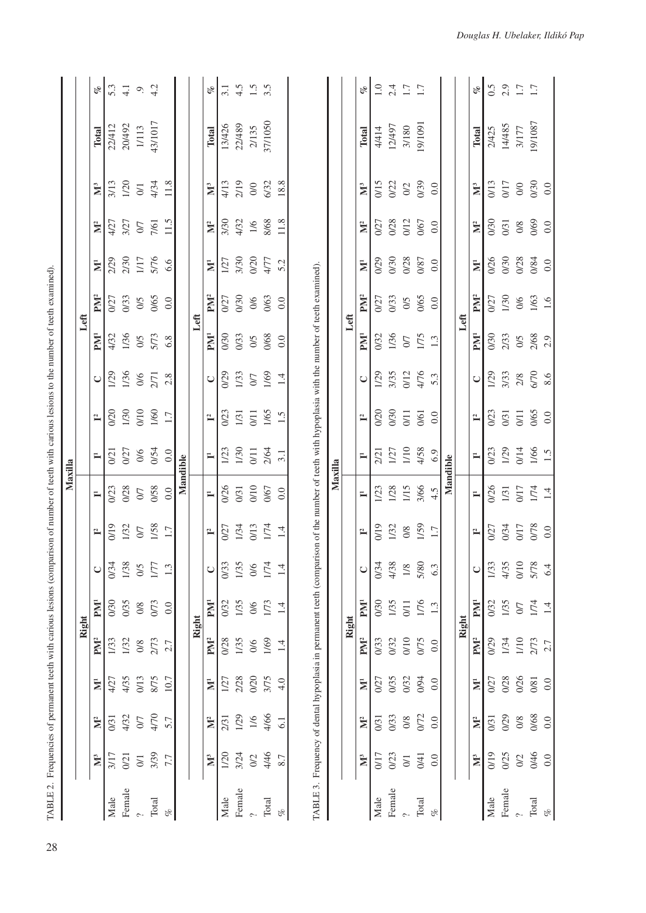TABLE 2. Frequencies of permanent teeth with carious lesions (comparison of number of teeth with carious lesions to the number of teeth examined).

| Maxilla | | | | | | | | | | | | | | | | | | |
|---|---|---|---|---|---|---|---|---|---|---|---|---|---|---|---|---|---|---|
| | Right | | | | | | | | Left | | | | | | | | | |
| | $M^3$ | $M^2$ | $M^1$ | $PM^2$ | $PM^1$ | C | $I^2$ | $I^1$ | $I^1$ | $I^2$ | C | $PM^1$ | $PM^2$ | $M^1$ | $M^2$ | $M^3$ | Total | % |
| Male | 3/17 | 0/31 | 4/27 | 1/33 | 0/30 | 0/34 | 0/19 | 0/23 | 0/21 | 0/20 | 1/29 | 4/32 | 0/27 | 2/29 | 4/27 | 3/13 | 22/412 | 5.3 |
| Female | 0/21 | 4/32 | 4/35 | 1/32 | 0/35 | 1/38 | 1/32 | 0/28 | 0/27 | 1/30 | 1/36 | 1/36 | 0/33 | 2/30 | 3/27 | 1/20 | 20/492 | 4.1 |
| ? | 0/1 | 0/7 | 0/13 | 0/8 | 0/8 | 0/5 | 0/7 | 0/7 | 0/6 | 0/10 | 0/6 | 0/5 | 0/5 | 1/17 | 0/7 | 0/1 | 1/113 | .9 |
| Total | 3/39 | 4/70 | 8/75 | 2/73 | 0/73 | 1/77 | 1/58 | 0/58 | 0/54 | 1/60 | 2/71 | 5/73 | 0/65 | 5/76 | 7/61 | 4/34 | 43/1017 | 4.2 |
| % | 7.7 | 5.7 | 10.7 | 2.7 | 0.0 | 1.3 | 1.7 | 0.0 | 0.0 | 1.7 | 2.8 | 6.8 | 0.0 | 6.6 | 11.5 | 11.8 | | |

| Mandible | | | | | | | | | | | | | | | | | | |
|---|---|---|---|---|---|---|---|---|---|---|---|---|---|---|---|---|---|---|
| | Right | | | | | | | | Left | | | | | | | | | |
| | $M^3$ | $M^2$ | $M^1$ | $PM^2$ | $PM^1$ | C | $I^2$ | $I^1$ | $I^1$ | $I^2$ | C | $PM^1$ | $PM^2$ | $M^1$ | $M^2$ | $M^3$ | Total | % |
| Male | 1/20 | 2/31 | 1/27 | 0/28 | 0/32 | 0/33 | 0/27 | 0/26 | 1/23 | 0/23 | 0/29 | 0/30 | 0/27 | 1/27 | 3/30 | 4/13 | 13/426 | 3.1 |
| Female | 3/24 | 1/29 | 2/28 | 1/35 | 1/35 | 1/35 | 1/34 | 0/31 | 1/30 | 1/31 | 1/33 | 0/33 | 0/30 | 3/30 | 4/32 | 2/19 | 22/489 | 4.5 |
| ? | 0/2 | 1/6 | 0/20 | 0/6 | 0/6 | 0/6 | 0/13 | 0/10 | 0/11 | 0/11 | 0/7 | 0/5 | 0/6 | 0/20 | 1/6 | 0/0 | 2/135 | 1.5 |
| Total | 4/46 | 4/66 | 3/75 | 1/69 | 1/73 | 1/74 | 1/74 | 0/67 | 2/64 | 1/65 | 1/69 | 0/68 | 0/63 | 4/77 | 8/68 | 6/32 | 37/1050 | 3.5 |
| % | 8.7 | 6.1 | 4.0 | 1.4 | 1.4 | 1.4 | 1.4 | 0.0 | 3.1 | 1.5 | 1.4 | 0.0 | 0.0 | 5.2 | 11.8 | 18.8 | | |

TABLE 3. Frequency of dental hypoplasia in permanent teeth (comparison of the number of teeth with hypoplasia with the number of teeth examined).

| Maxilla | | | | | | | | | | | | | | | | | | |
|---|---|---|---|---|---|---|---|---|---|---|---|---|---|---|---|---|---|---|
| | Right | | | | | | | | Left | | | | | | | | | |
| | $M^3$ | $M^2$ | $M^1$ | $PM^2$ | $PM^1$ | C | $I^2$ | $I^1$ | $I^1$ | $I^2$ | C | $PM^1$ | $PM^2$ | $M^1$ | $M^2$ | $M^3$ | Total | % |
| Male | 0/17 | 0/31 | 0/27 | 0/33 | 0/30 | 0/34 | 0/19 | 1/23 | 2/21 | 0/20 | 1/29 | 0/32 | 0/27 | 0/29 | 0/27 | 0/15 | 4/414 | 1.0 |
| Female | 0/23 | 0/33 | 0/35 | 0/32 | 1/35 | 4/38 | 1/32 | 1/28 | 1/27 | 0/30 | 3/35 | 1/36 | 0/33 | 0/30 | 0/28 | 0/22 | 12/497 | 2.4 |
| ? | 0/1 | 0/8 | 0/32 | 0/10 | 1/11 | 1/8 | 0/8 | 1/15 | 1/10 | 0/11 | 0/12 | 0/7 | 0/5 | 0/28 | 0/12 | 0/2 | 3/180 | 1.7 |
| Total | 0/41 | 0/72 | 0/94 | 0/75 | 1/76 | 5/80 | 1/59 | 3/66 | 4/58 | 0/61 | 4/76 | 1/75 | 0/65 | 0/87 | 0/67 | 0/39 | 19/1091 | 1.7 |
| % | 0.0 | 0.0 | 0.0 | 0.0 | 1.3 | 6.3 | 1.7 | 4.5 | 6.9 | 0.0 | 5.3 | 1.3 | 0.0 | 0.0 | 0.0 | 0.0 | | |

| Mandible | | | | | | | | | | | | | | | | | | |
|---|---|---|---|---|---|---|---|---|---|---|---|---|---|---|---|---|---|---|
| | Right | | | | | | | | Left | | | | | | | | | |
| | $M^3$ | $M^2$ | $M^1$ | $PM^2$ | $PM^1$ | C | $I^2$ | $I^1$ | $I^1$ | $I^2$ | C | $PM^1$ | $PM^2$ | $M^1$ | $M^2$ | $M^3$ | Total | % |
| Male | 0/19 | 0/31 | 0/27 | 0/29 | 0/32 | 1/33 | 0/27 | 0/26 | 0/23 | 0/23 | 1/29 | 0/30 | 0/27 | 0/26 | 0/30 | 0/13 | 2/425 | 0.5 |
| Female | 0/25 | 0/29 | 0/28 | 1/34 | 1/35 | 4/35 | 0/34 | 1/31 | 1/29 | 0/31 | 3/33 | 2/33 | 1/30 | 0/30 | 0/31 | 0/17 | 14/485 | 2.9 |
| ? | 0/2 | 0/8 | 0/26 | 1/10 | 0/7 | 0/10 | 0/17 | 0/17 | 0/14 | 0/11 | 2/8 | 0/5 | 0/6 | 0/28 | 0/8 | 0/0 | 3/177 | 1.7 |
| Total | 0/46 | 0/68 | 0/81 | 2/73 | 1/74 | 5/78 | 0/78 | 1/74 | 1/66 | 0/65 | 6/70 | 2/68 | 1/63 | 0/84 | 0/69 | 0/30 | 19/1087 | 1.7 |
| % | 0.0 | 0.0 | 0.0 | 2.7 | 1.4 | 6.4 | 0.0 | 1.4 | 1.5 | 0.0 | 8.6 | 2.9 | 1.6 | 0.0 | 0.0 | 0.0 | | |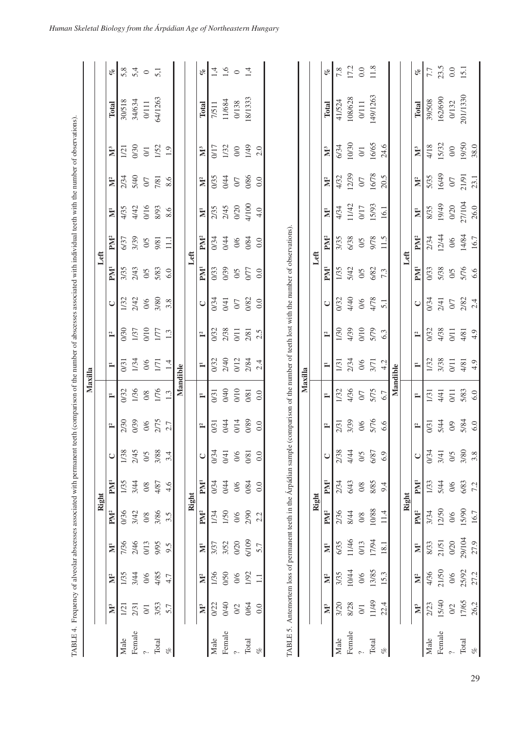TABLE 4. Frequency of alveolar abscesses associated with permanent teeth (comparison of the number of abscesses associated with individual teeth with the number of observations).

**Maxilla**

| | Right | | | | | | | | Left | | | | | | | | | |
|---|---|---|---|---|---|---|---|---|---|---|---|---|---|---|---|---|---|---|
| | M³ | M² | M¹ | PM² | PM¹ | C | I² | I¹ | I¹ | I² | C | PM¹ | PM² | M¹ | M² | M³ | Total | % |
| Male | 1/21 | 1/35 | 7/36 | 0/36 | 1/35 | 1/38 | 2/30 | 0/32 | 0/31 | 0/30 | 1/32 | 3/35 | 6/37 | 4/35 | 2/34 | 1/21 | 30/518 | 5,8 |
| Female | 2/31 | 3/44 | 2/46 | 3/42 | 3/44 | 2/45 | 0/39 | 1/36 | 1/34 | 1/37 | 2/42 | 2/43 | 3/39 | 4/42 | 5/40 | 0/30 | 34/634 | 5,4 |
| ? | 0/1 | 0/6 | 0/13 | 0/8 | 0/8 | 0/5 | 0/6 | 0/8 | 0/6 | 0/10 | 0/6 | 0/5 | 0/5 | 0/16 | 0/7 | 0/1 | 0/111 | 0 |
| Total | 3/53 | 4/85 | 9/95 | 3/86 | 4/87 | 3/88 | 2/75 | 1/76 | 1/71 | 1/77 | 3/80 | 5/83 | 9/81 | 8/93 | 7/81 | 1/52 | 64/1263 | 5,1 |
| % | 5.7 | 4.7 | 9.5 | 3.5 | 4.6 | 3.4 | 2.7 | 1.3 | 1.4 | 1.3 | 3.8 | 6.0 | 11.1 | 8.6 | 8.6 | 1.9 | | |

**Mandible**

| | Right | | | | | | | | Left | | | | | | | | | |
|---|---|---|---|---|---|---|---|---|---|---|---|---|---|---|---|---|---|---|
| | M³ | M² | M¹ | PM² | PM¹ | C | I² | I¹ | I¹ | I² | C | PM¹ | PM² | M¹ | M² | M³ | Total | % |
| Male | 0/22 | 1/36 | 3/37 | 1/34 | 0/34 | 0/34 | 0/31 | 0/31 | 0/32 | 0/32 | 0/34 | 0/33 | 0/34 | 2/35 | 0/35 | 0/17 | 7/511 | 1,4 |
| Female | 0/40 | 0/50 | 3/52 | 1/50 | 0/44 | 0/41 | 0/44 | 0/40 | 2/40 | 2/38 | 0/41 | 0/39 | 0/44 | 2/45 | 0/44 | 1/32 | 11/684 | 1,6 |
| ? | 0/2 | 0/6 | 0/20 | 0/6 | 0/6 | 0/6 | 0/14 | 0/10 | 0/12 | 0/11 | 0/7 | 0/5 | 0/6 | 0/20 | 0/7 | 0/0 | 0/138 | 0 |
| Total | 0/64 | 1/92 | 6/109 | 2/90 | 0/84 | 0/81 | 0/89 | 0/81 | 2/84 | 2/81 | 0/82 | 0/77 | 0/84 | 4/100 | 0/86 | 1/49 | 18/1333 | 1,4 |
| % | 0.0 | 1.1 | 5.7 | 2.2 | 0.0 | 0.0 | 0.0 | 0.0 | 2.4 | 2.5 | 0.0 | 0.0 | 0.0 | 4.0 | 0.0 | 2.0 | | |

TABLE 5. Antemortem loss of permanent teeth in the Árpádian sample (comparison of the number of teeth lost with the number of observations).

**Maxilla**

| | Right | | | | | | | | Left | | | | | | | | | |
|---|---|---|---|---|---|---|---|---|---|---|---|---|---|---|---|---|---|---|
| | M³ | M² | M¹ | PM² | PM¹ | C | I² | I¹ | I¹ | I² | C | PM¹ | PM² | M¹ | M² | M³ | Total | % |
| Male | 3/20 | 3/35 | 6/35 | 2/36 | 2/34 | 2/38 | 2/31 | 1/32 | 1/31 | 1/30 | 0/32 | 1/35 | 3/35 | 4/34 | 4/32 | 6/34 | 41/524 | 7.8 |
| Female | 8/28 | 10/44 | 11/46 | 8/44 | 6/43 | 4/44 | 3/39 | 4/36 | 2/34 | 4/39 | 4/40 | 5/42 | 6/38 | 11/42 | 12/39 | 10/30 | 108/628 | 17.2 |
| ? | 0/1 | 0/6 | 0/13 | 0/8 | 0/8 | 0/5 | 0/6 | 0/7 | 0/6 | 0/10 | 0/6 | 0/5 | 0/5 | 0/17 | 0/7 | 0/1 | 0/111 | 0.0 |
| Total | 11/49 | 13/85 | 17/94 | 10/88 | 8/85 | 6/87 | 5/76 | 5/75 | 3/71 | 5/79 | 4/78 | 6/82 | 9/78 | 15/93 | 16/78 | 16/65 | 149/1263 | 11.8 |
| % | 22.4 | 15.3 | 18.1 | 11.4 | 9.4 | 6.9 | 6.6 | 6.7 | 4.2 | 6.3 | 5.1 | 7.3 | 11.5 | 16.1 | 20.5 | 24.6 | | |

**Mandible**

| | Right | | | | | | | | Left | | | | | | | | | |
|---|---|---|---|---|---|---|---|---|---|---|---|---|---|---|---|---|---|---|
| | M³ | M² | M¹ | PM² | PM¹ | C | I² | I¹ | I¹ | I² | C | PM¹ | PM² | M¹ | M² | M³ | Total | % |
| Male | 2/23 | 4/36 | 8/33 | 3/34 | 1/33 | 0/34 | 0/31 | 1/31 | 1/32 | 0/32 | 0/34 | 0/33 | 2/34 | 8/35 | 5/35 | 4/18 | 39/508 | 7.7 |
| Female | 15/40 | 21/50 | 21/51 | 12/50 | 5/44 | 3/41 | 5/44 | 4/41 | 3/38 | 4/38 | 2/41 | 5/38 | 12/44 | 19/49 | 16/49 | 15/32 | 162/690 | 23.5 |
| ? | 0/2 | 0/6 | 0/20 | 0/6 | 0/6 | 0/5 | 0/9 | 0/11 | 0/11 | 0/11 | 0/7 | 0/5 | 0/6 | 0/20 | 0/7 | 0/0 | 0/132 | 0.0 |
| Total | 17/65 | 25/92 | 29/104 | 15/90 | 6/83 | 3/80 | 5/84 | 5/83 | 4/81 | 4/81 | 2/82 | 5/76 | 14/84 | 27/104 | 21/91 | 19/50 | 201/1330 | 15.1 |
| % | 26.2 | 27.2 | 27.9 | 16.7 | 7.2 | 3.8 | 6.0 | 6.0 | 4.9 | 4.9 | 2.4 | 6.6 | 16.7 | 26.0 | 23.1 | 38.0 | | |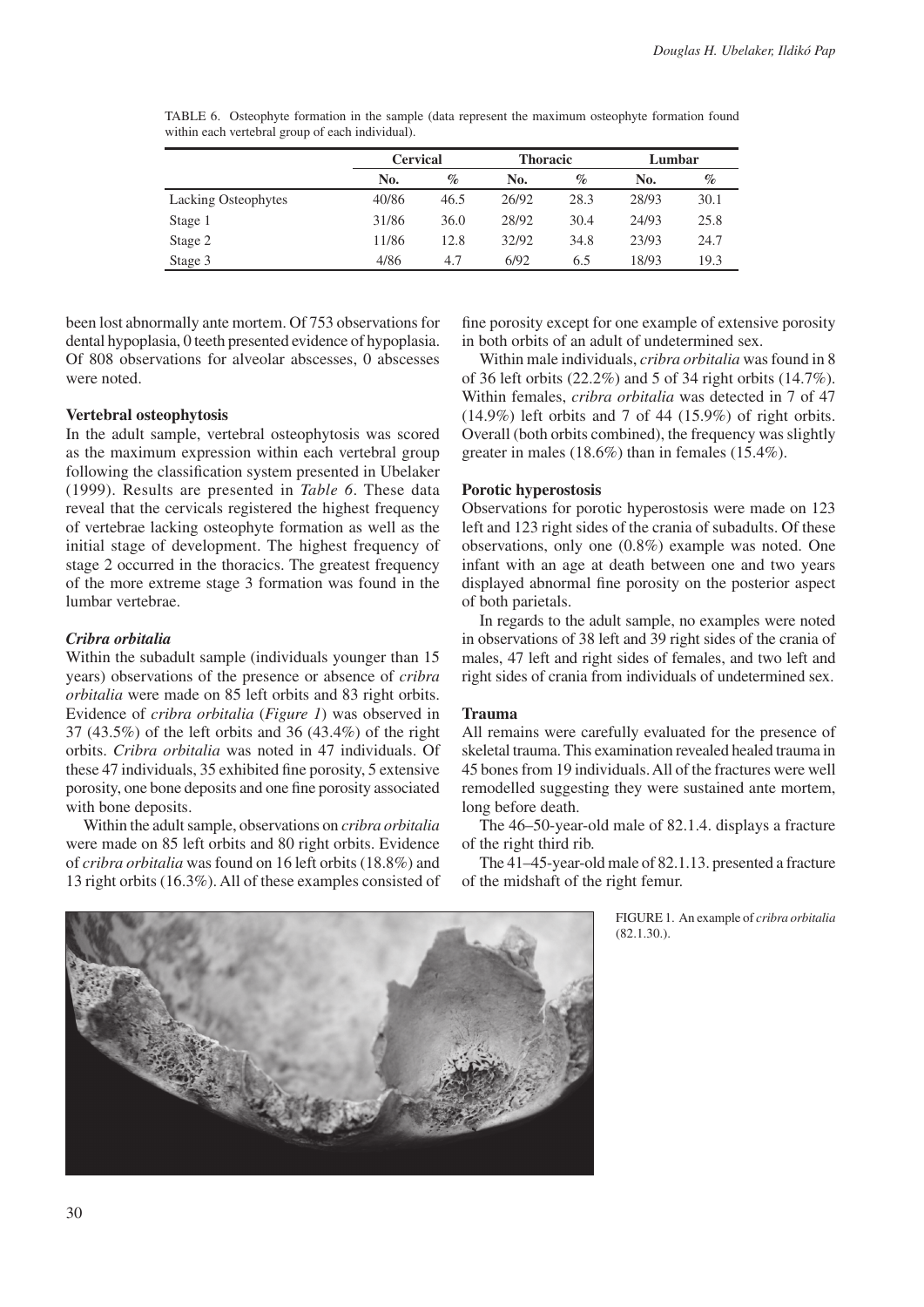TABLE 6. Osteophyte formation in the sample (data represent the maximum osteophyte formation found within each vertebral group of each individual).

| | Cervical | | Thoracic | | Lumbar | |
|---|---|---|---|---|---|---|
| | No. | % | No. | % | No. | % |
| Lacking Osteophytes | 40/86 | 46.5 | 26/92 | 28.3 | 28/93 | 30.1 |
| Stage 1 | 31/86 | 36.0 | 28/92 | 30.4 | 24/93 | 25.8 |
| Stage 2 | 11/86 | 12.8 | 32/92 | 34.8 | 23/93 | 24.7 |
| Stage 3 | 4/86 | 4.7 | 6/92 | 6.5 | 18/93 | 19.3 |

been lost abnormally ante mortem. Of 753 observations for dental hypoplasia, 0 teeth presented evidence of hypoplasia. Of 808 observations for alveolar abscesses, 0 abscesses were noted.

**Vertebral osteophytosis**

In the adult sample, vertebral osteophytosis was scored as the maximum expression within each vertebral group following the classification system presented in Ubelaker (1999). Results are presented in *Table 6*. These data reveal that the cervicals registered the highest frequency of vertebrae lacking osteophyte formation as well as the initial stage of development. The highest frequency of stage 2 occurred in the thoracics. The greatest frequency of the more extreme stage 3 formation was found in the lumbar vertebrae.

***Cribra orbitalia***

Within the subadult sample (individuals younger than 15 years) observations of the presence or absence of *cribra orbitalia* were made on 85 left orbits and 83 right orbits. Evidence of *cribra orbitalia* (*Figure 1*) was observed in 37 (43.5%) of the left orbits and 36 (43.4%) of the right orbits. *Cribra orbitalia* was noted in 47 individuals. Of these 47 individuals, 35 exhibited fine porosity, 5 extensive porosity, one bone deposits and one fine porosity associated with bone deposits.

Within the adult sample, observations on *cribra orbitalia* were made on 85 left orbits and 80 right orbits. Evidence of *cribra orbitalia* was found on 16 left orbits (18.8%) and 13 right orbits (16.3%). All of these examples consisted of fine porosity except for one example of extensive porosity in both orbits of an adult of undetermined sex.

Within male individuals, *cribra orbitalia* was found in 8 of 36 left orbits (22.2%) and 5 of 34 right orbits (14.7%). Within females, *cribra orbitalia* was detected in 7 of 47 (14.9%) left orbits and 7 of 44 (15.9%) of right orbits. Overall (both orbits combined), the frequency was slightly greater in males (18.6%) than in females (15.4%).

**Porotic hyperostosis**

Observations for porotic hyperostosis were made on 123 left and 123 right sides of the crania of subadults. Of these observations, only one (0.8%) example was noted. One infant with an age at death between one and two years displayed abnormal fine porosity on the posterior aspect of both parietals.

In regards to the adult sample, no examples were noted in observations of 38 left and 39 right sides of the crania of males, 47 left and right sides of females, and two left and right sides of crania from individuals of undetermined sex.

**Trauma**

All remains were carefully evaluated for the presence of skeletal trauma. This examination revealed healed trauma in 45 bones from 19 individuals. All of the fractures were well remodelled suggesting they were sustained ante mortem, long before death.

The 46–50-year-old male of 82.1.4. displays a fracture of the right third rib.

The 41–45-year-old male of 82.1.13. presented a fracture of the midshaft of the right femur.

FIGURE 1. An example of *cribra orbitalia* (82.1.30.).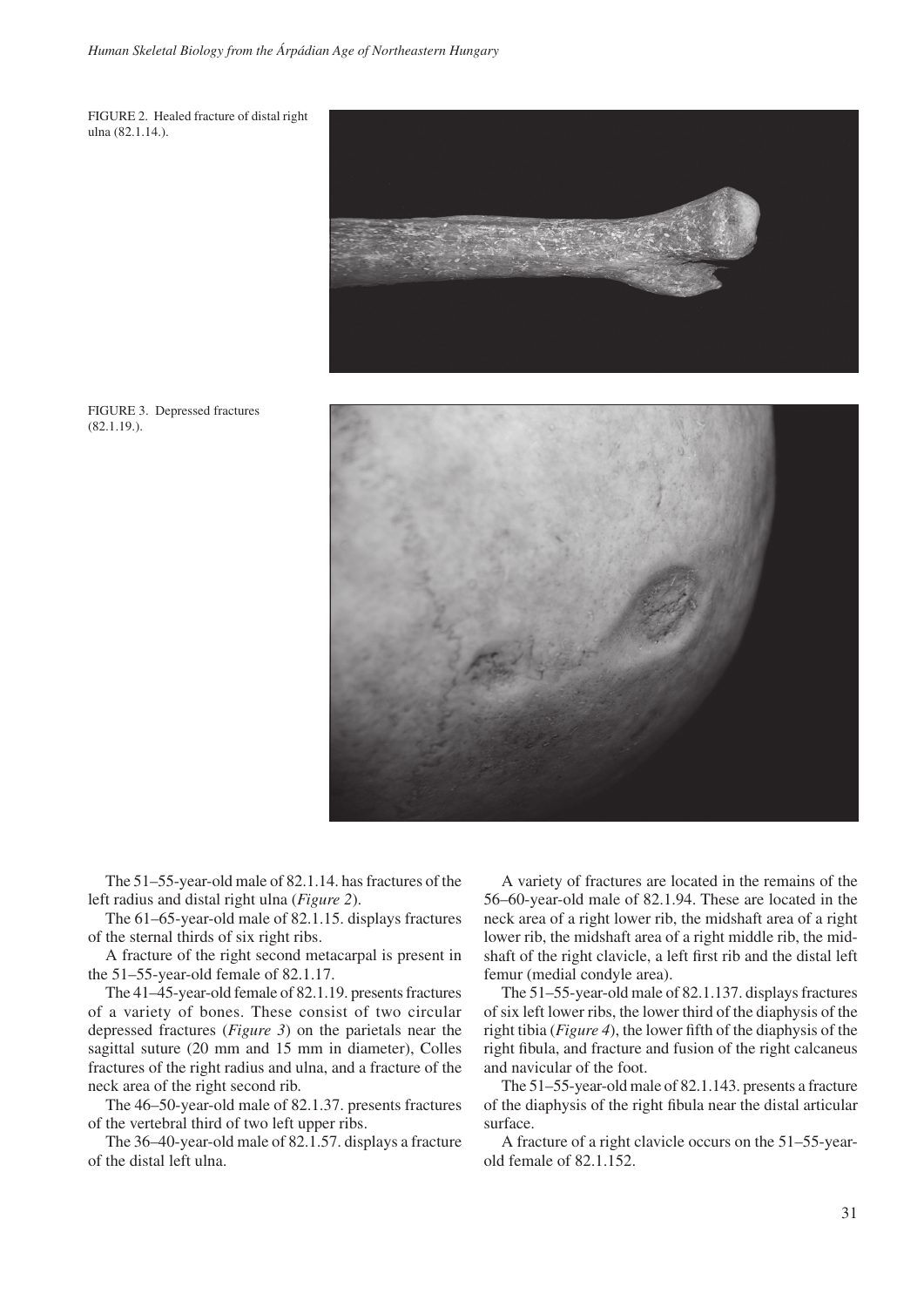FIGURE 2. Healed fracture of distal right ulna (82.1.14.).

FIGURE 3. Depressed fractures (82.1.19.).

The 51–55-year-old male of 82.1.14. has fractures of the left radius and distal right ulna (*Figure 2*).

The 61–65-year-old male of 82.1.15. displays fractures of the sternal thirds of six right ribs.

A fracture of the right second metacarpal is present in the 51–55-year-old female of 82.1.17.

The 41–45-year-old female of 82.1.19. presents fractures of a variety of bones. These consist of two circular depressed fractures (*Figure 3*) on the parietals near the sagittal suture (20 mm and 15 mm in diameter), Colles fractures of the right radius and ulna, and a fracture of the neck area of the right second rib.

The 46–50-year-old male of 82.1.37. presents fractures of the vertebral third of two left upper ribs.

The 36–40-year-old male of 82.1.57. displays a fracture of the distal left ulna.

A variety of fractures are located in the remains of the 56–60-year-old male of 82.1.94. These are located in the neck area of a right lower rib, the midshaft area of a right lower rib, the midshaft area of a right middle rib, the midshaft of the right clavicle, a left first rib and the distal left femur (medial condyle area).

The 51–55-year-old male of 82.1.137. displays fractures of six left lower ribs, the lower third of the diaphysis of the right tibia (*Figure 4*), the lower fifth of the diaphysis of the right fibula, and fracture and fusion of the right calcaneus and navicular of the foot.

The 51–55-year-old male of 82.1.143. presents a fracture of the diaphysis of the right fibula near the distal articular surface.

A fracture of a right clavicle occurs on the 51–55-year-old female of 82.1.152.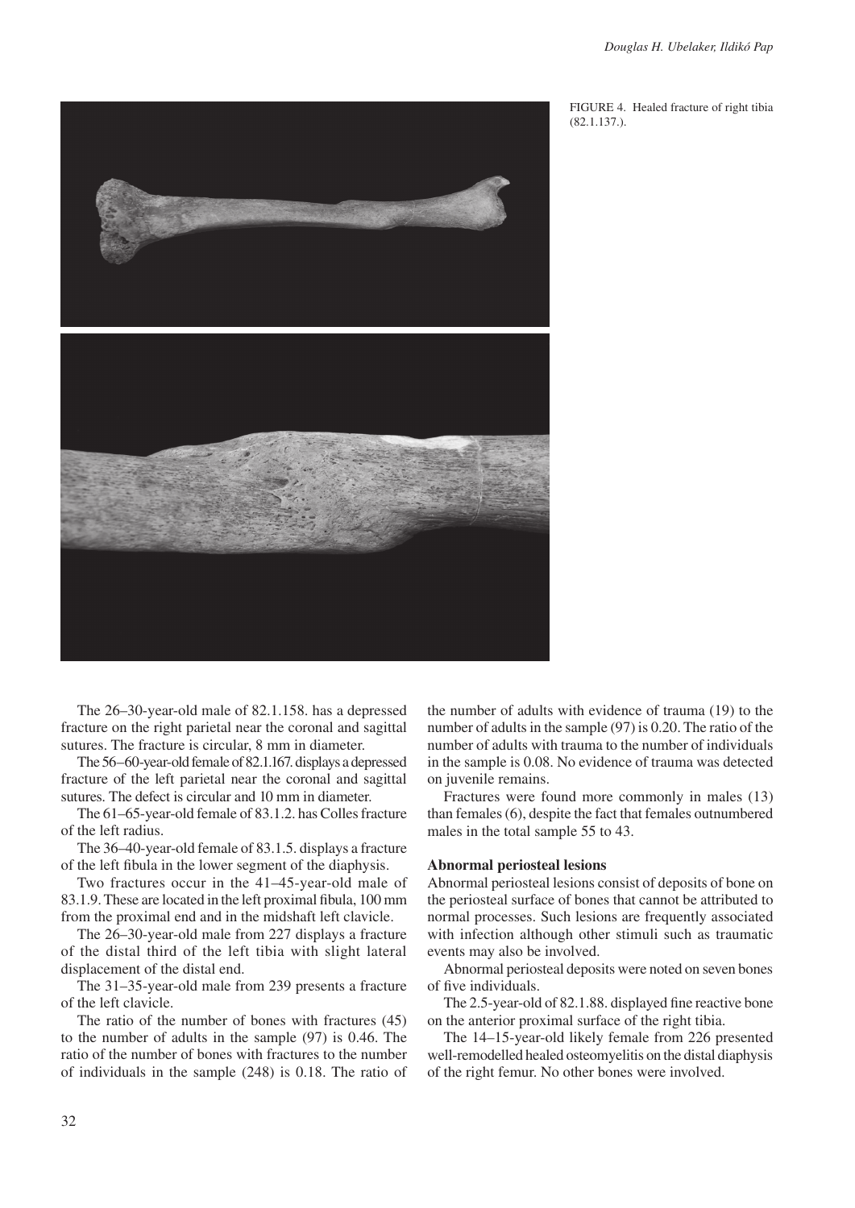FIGURE 4. Healed fracture of right tibia (82.1.137.).

The 26–30-year-old male of 82.1.158. has a depressed fracture on the right parietal near the coronal and sagittal sutures. The fracture is circular, 8 mm in diameter.

The 56–60-year-old female of 82.1.167. displays a depressed fracture of the left parietal near the coronal and sagittal sutures. The defect is circular and 10 mm in diameter.

The 61–65-year-old female of 83.1.2. has Colles fracture of the left radius.

The 36–40-year-old female of 83.1.5. displays a fracture of the left fibula in the lower segment of the diaphysis.

Two fractures occur in the 41–45-year-old male of 83.1.9. These are located in the left proximal fibula, 100 mm from the proximal end and in the midshaft left clavicle.

The 26–30-year-old male from 227 displays a fracture of the distal third of the left tibia with slight lateral displacement of the distal end.

The 31–35-year-old male from 239 presents a fracture of the left clavicle.

The ratio of the number of bones with fractures (45) to the number of adults in the sample (97) is 0.46. The ratio of the number of bones with fractures to the number of individuals in the sample (248) is 0.18. The ratio of the number of adults with evidence of trauma (19) to the number of adults in the sample (97) is 0.20. The ratio of the number of adults with trauma to the number of individuals in the sample is 0.08. No evidence of trauma was detected on juvenile remains.

Fractures were found more commonly in males (13) than females (6), despite the fact that females outnumbered males in the total sample 55 to 43.

**Abnormal periosteal lesions**

Abnormal periosteal lesions consist of deposits of bone on the periosteal surface of bones that cannot be attributed to normal processes. Such lesions are frequently associated with infection although other stimuli such as traumatic events may also be involved.

Abnormal periosteal deposits were noted on seven bones of five individuals.

The 2.5-year-old of 82.1.88. displayed fine reactive bone on the anterior proximal surface of the right tibia.

The 14–15-year-old likely female from 226 presented well-remodelled healed osteomyelitis on the distal diaphysis of the right femur. No other bones were involved.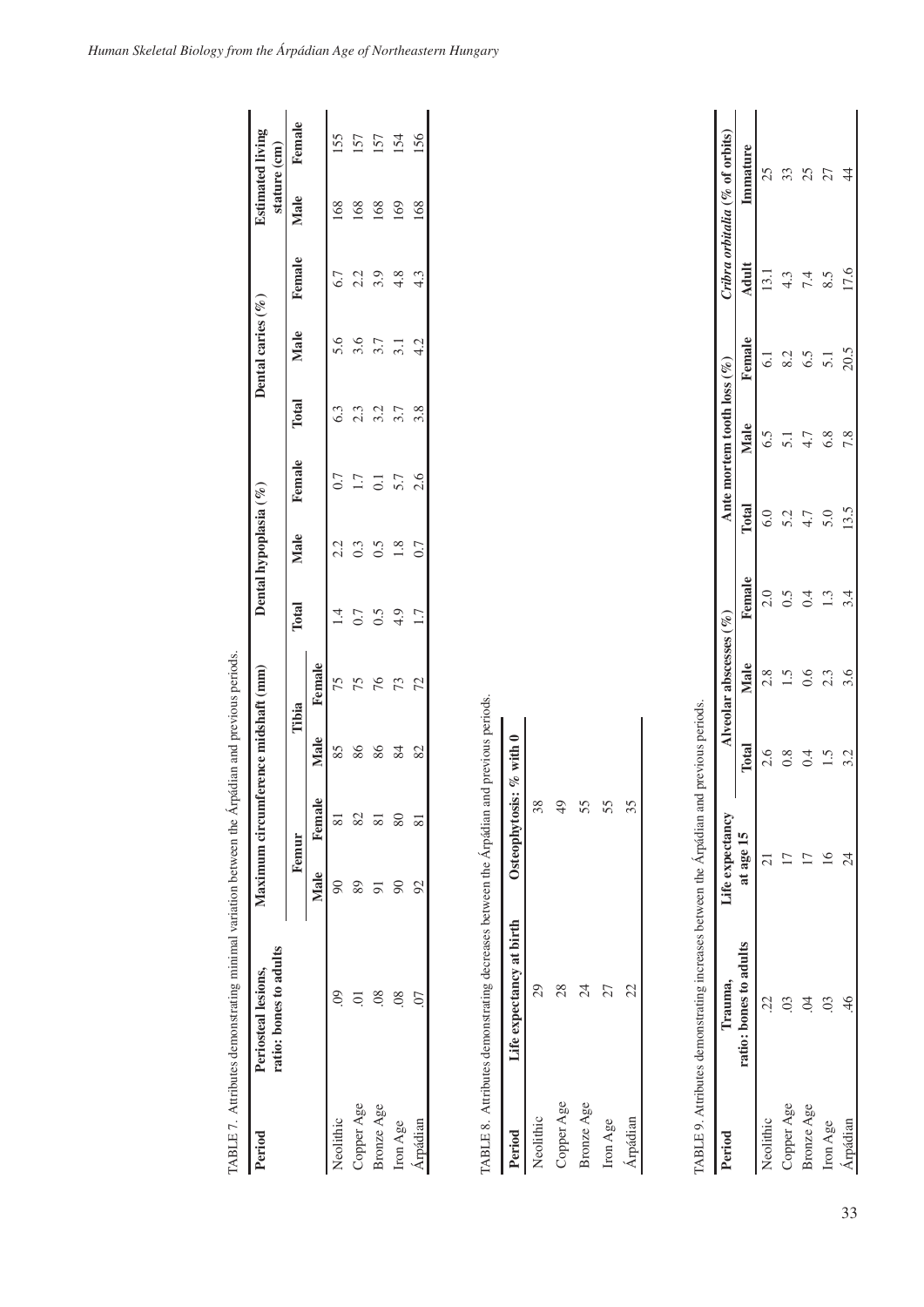TABLE 7. Attributes demonstrating minimal variation between the Árpádian and previous periods.

| Period | Periosteal lesions, ratio: bones to adults | Maximum circumference midshaft (mm) | | | | Dental hypoplasia (%) | | | Dental caries (%) | | | Estimated living stature (cm) | |
|---|---|---|---|---|---|---|---|---|---|---|---|---|---|
| | | Femur | | Tibia | | | | | | | | | |
| | | Male | Female | Male | Female | Total | Male | Female | Total | Male | Female | Male | Female |
| Neolithic | .09 | 90 | 81 | 85 | 75 | 1.4 | 2.2 | 0.7 | 6.3 | 5.6 | 6.7 | 168 | 155 |
| Copper Age | .01 | 89 | 82 | 86 | 75 | 0.7 | 0.3 | 1.7 | 2.3 | 3.6 | 2.2 | 168 | 157 |
| Bronze Age | .08 | 91 | 81 | 86 | 76 | 0.5 | 0.5 | 0.1 | 3.2 | 3.7 | 3.9 | 168 | 157 |
| Iron Age | .08 | 90 | 80 | 84 | 73 | 4.9 | 1.8 | 5.7 | 3.7 | 3.1 | 4.8 | 169 | 154 |
| Árpádian | .07 | 92 | 81 | 82 | 72 | 1.7 | 0.7 | 2.6 | 3.8 | 4.2 | 4.3 | 168 | 156 |

TABLE 8. Attributes demonstrating decreases between the Árpádian and previous periods.

| Period | Life expectancy at birth | Osteophytosis: % with 0 |
|---|---|---|
| Neolithic | 29 | 38 |
| Copper Age | 28 | 49 |
| Bronze Age | 24 | 55 |
| Iron Age | 27 | 55 |
| Árpádian | 22 | 35 |

TABLE 9. Attributes demonstrating increases between the Árpádian and previous periods.

| Period | Trauma, ratio: bones to adults | Life expectancy at age 15 | Alveolar abscesses (%) | | | Ante mortem tooth loss (%) | | | *Cribra orbitalia* (% of orbits) | |
|---|---|---|---|---|---|---|---|---|---|---|
| | | | Total | Male | Female | Total | Male | Female | Adult | Immature |
| Neolithic | .22 | 21 | 2.6 | 2.8 | 2.0 | 6.0 | 6.5 | 6.1 | 13.1 | 25 |
| Copper Age | .03 | 17 | 0.8 | 1.5 | 0.5 | 5.2 | 5.1 | 8.2 | 4.3 | 33 |
| Bronze Age | .04 | 17 | 0.4 | 0.6 | 0.4 | 4.7 | 4.7 | 6.5 | 7.4 | 25 |
| Iron Age | .03 | 16 | 1.5 | 2.3 | 1.3 | 5.0 | 6.8 | 5.1 | 8.5 | 27 |
| Árpádian | .46 | 24 | 3.2 | 3.6 | 3.4 | 13.5 | 7.8 | 20.5 | 17.6 | 44 |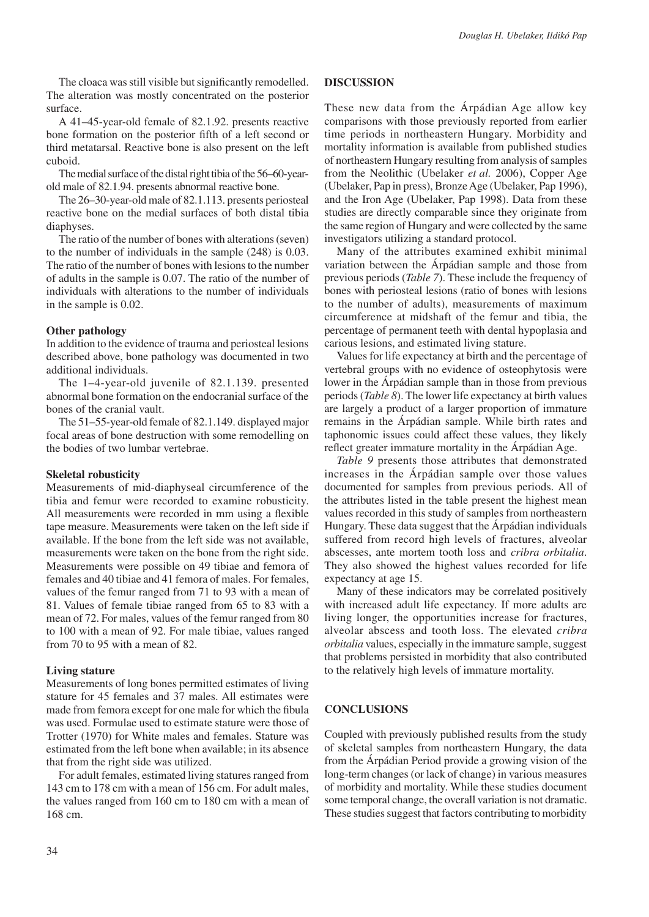The cloaca was still visible but significantly remodelled. The alteration was mostly concentrated on the posterior surface.

A 41–45-year-old female of 82.1.92. presents reactive bone formation on the posterior fifth of a left second or third metatarsal. Reactive bone is also present on the left cuboid.

The medial surface of the distal right tibia of the 56–60-year-old male of 82.1.94. presents abnormal reactive bone.

The 26–30-year-old male of 82.1.113. presents periosteal reactive bone on the medial surfaces of both distal tibia diaphyses.

The ratio of the number of bones with alterations (seven) to the number of individuals in the sample (248) is 0.03. The ratio of the number of bones with lesions to the number of adults in the sample is 0.07. The ratio of the number of individuals with alterations to the number of individuals in the sample is 0.02.

**Other pathology**

In addition to the evidence of trauma and periosteal lesions described above, bone pathology was documented in two additional individuals.

The 1–4-year-old juvenile of 82.1.139. presented abnormal bone formation on the endocranial surface of the bones of the cranial vault.

The 51–55-year-old female of 82.1.149. displayed major focal areas of bone destruction with some remodelling on the bodies of two lumbar vertebrae.

**Skeletal robusticity**

Measurements of mid-diaphyseal circumference of the tibia and femur were recorded to examine robusticity. All measurements were recorded in mm using a flexible tape measure. Measurements were taken on the left side if available. If the bone from the left side was not available, measurements were taken on the bone from the right side. Measurements were possible on 49 tibiae and femora of females and 40 tibiae and 41 femora of males. For females, values of the femur ranged from 71 to 93 with a mean of 81. Values of female tibiae ranged from 65 to 83 with a mean of 72. For males, values of the femur ranged from 80 to 100 with a mean of 92. For male tibiae, values ranged from 70 to 95 with a mean of 82.

**Living stature**

Measurements of long bones permitted estimates of living stature for 45 females and 37 males. All estimates were made from femora except for one male for which the fibula was used. Formulae used to estimate stature were those of Trotter (1970) for White males and females. Stature was estimated from the left bone when available; in its absence that from the right side was utilized.

For adult females, estimated living statures ranged from 143 cm to 178 cm with a mean of 156 cm. For adult males, the values ranged from 160 cm to 180 cm with a mean of 168 cm.

## DISCUSSION

These new data from the Árpádian Age allow key comparisons with those previously reported from earlier time periods in northeastern Hungary. Morbidity and mortality information is available from published studies of northeastern Hungary resulting from analysis of samples from the Neolithic (Ubelaker *et al.* 2006), Copper Age (Ubelaker, Pap in press), Bronze Age (Ubelaker, Pap 1996), and the Iron Age (Ubelaker, Pap 1998). Data from these studies are directly comparable since they originate from the same region of Hungary and were collected by the same investigators utilizing a standard protocol.

Many of the attributes examined exhibit minimal variation between the Árpádian sample and those from previous periods (*Table 7*). These include the frequency of bones with periosteal lesions (ratio of bones with lesions to the number of adults), measurements of maximum circumference at midshaft of the femur and tibia, the percentage of permanent teeth with dental hypoplasia and carious lesions, and estimated living stature.

Values for life expectancy at birth and the percentage of vertebral groups with no evidence of osteophytosis were lower in the Árpádian sample than in those from previous periods (*Table 8*). The lower life expectancy at birth values are largely a product of a larger proportion of immature remains in the Árpádian sample. While birth rates and taphonomic issues could affect these values, they likely reflect greater immature mortality in the Árpádian Age.

*Table 9* presents those attributes that demonstrated increases in the Árpádian sample over those values documented for samples from previous periods. All of the attributes listed in the table present the highest mean values recorded in this study of samples from northeastern Hungary. These data suggest that the Árpádian individuals suffered from record high levels of fractures, alveolar abscesses, ante mortem tooth loss and *cribra orbitalia*. They also showed the highest values recorded for life expectancy at age 15.

Many of these indicators may be correlated positively with increased adult life expectancy. If more adults are living longer, the opportunities increase for fractures, alveolar abscess and tooth loss. The elevated *cribra orbitalia* values, especially in the immature sample, suggest that problems persisted in morbidity that also contributed to the relatively high levels of immature mortality.

## CONCLUSIONS

Coupled with previously published results from the study of skeletal samples from northeastern Hungary, the data from the Árpádian Period provide a growing vision of the long-term changes (or lack of change) in various measures of morbidity and mortality. While these studies document some temporal change, the overall variation is not dramatic. These studies suggest that factors contributing to morbidity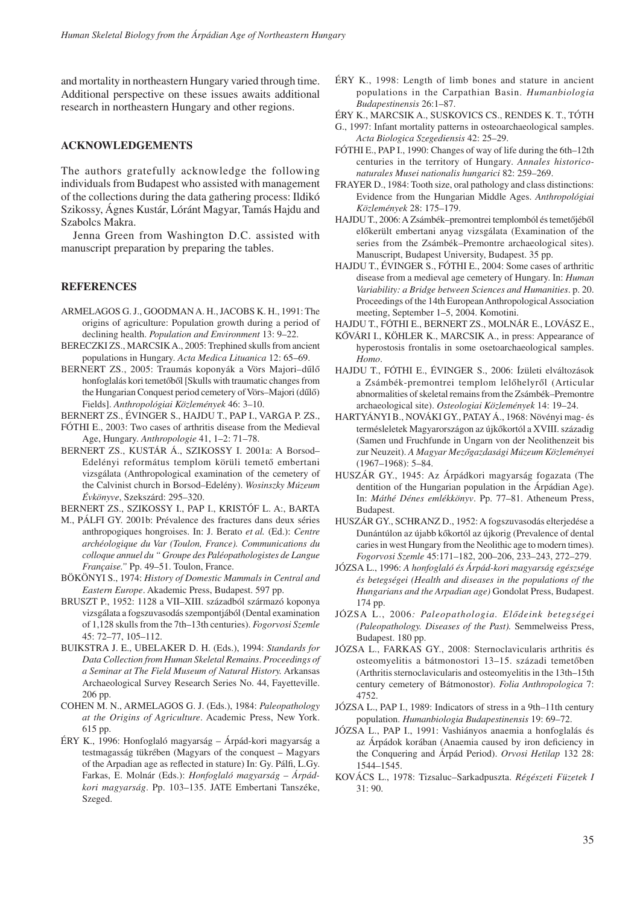and mortality in northeastern Hungary varied through time. Additional perspective on these issues awaits additional research in northeastern Hungary and other regions.

## ACKNOWLEDGEMENTS

The authors gratefully acknowledge the following individuals from Budapest who assisted with management of the collections during the data gathering process: Ildikó Szikossy, Ágnes Kustár, Lóránt Magyar, Tamás Hajdu and Szabolcs Makra.

Jenna Green from Washington D.C. assisted with manuscript preparation by preparing the tables.

## REFERENCES

ARMELAGOS G. J., GOODMAN A. H., JACOBS K. H., 1991: The origins of agriculture: Population growth during a period of declining health. *Population and Environment* 13: 9–22.

BERECZKI ZS., MARCSIK A., 2005: Trephined skulls from ancient populations in Hungary. *Acta Medica Lituanica* 12: 65–69.

BERNERT ZS., 2005: Traumás koponyák a Vörs Majori–dűlő honfoglalás kori temetőből [Skulls with traumatic changes from the Hungarian Conquest period cemetery of Vörs–Majori (dűlő) Fields]. *Anthropológiai Közlemények* 46: 3–10.

BERNERT ZS., ÉVINGER S., HAJDU T., PAP I., VARGA P. ZS., FÓTHI E., 2003: Two cases of arthritis disease from the Medieval Age, Hungary. *Anthropologie* 41, 1–2: 71–78.

BERNERT ZS., KUSTÁR Á., SZIKOSSY I. 2001a: A Borsod–Edelényi református templom körüli temető embertani vizsgálata (Anthropological examination of the cemetery of the Calvinist church in Borsod–Edelény). *Wosinszky Múzeum Évkönyve*, Szekszárd: 295–320.

BERNERT ZS., SZIKOSSY I., PAP I., KRISTÓF L. A:, BARTA M., PÁLFI GY. 2001b: Prévalence des fractures dans deux séries anthropogiques hongroises. In: J. Berato *et al.* (Ed.): *Centre archéologique du Var (Toulon, France). Communications du colloque annuel du " Groupe des Paléopathologistes de Langue Française."* Pp. 49–51. Toulon, France.

BÖKÖNYI S., 1974: *History of Domestic Mammals in Central and Eastern Europe*. Akademic Press, Budapest. 597 pp.

BRUSZT P., 1952: 1128 a VII–XIII. századból származó koponya vizsgálata a fogszuvasodás szempontjából (Dental examination of 1,128 skulls from the 7th–13th centuries). *Fogorvosi Szemle* 45: 72–77, 105–112.

BUIKSTRA J. E., UBELAKER D. H. (Eds.), 1994: *Standards for Data Collection from Human Skeletal Remains*. *Proceedings of a Seminar at The Field Museum of Natural History.* Arkansas Archaeological Survey Research Series No. 44, Fayetteville. 206 pp.

COHEN M. N., ARMELAGOS G. J. (Eds.), 1984: *Paleopathology at the Origins of Agriculture*. Academic Press, New York. 615 pp.

ÉRY K., 1996: Honfoglaló magyarság – Árpád-kori magyarság a testmagasság tükrében (Magyars of the conquest – Magyars of the Arpadian age as reflected in stature) In: Gy. Pálfi, L.Gy. Farkas, E. Molnár (Eds.): *Honfoglaló magyarság – Árpád-kori magyarság*. Pp. 103–135. JATE Embertani Tanszéke, Szeged.

ÉRY K., 1998: Length of limb bones and stature in ancient populations in the Carpathian Basin. *Humanbiologia Budapestinensis* 26:1–87.

ÉRY K., MARCSIK A., SUSKOVICS CS., RENDES K. T., TÓTH G., 1997: Infant mortality patterns in osteoarchaeological samples. *Acta Biologica Szegediensis* 42: 25–29.

FÓTHI E., PAP I., 1990: Changes of way of life during the 6th–12th centuries in the territory of Hungary. *Annales historico-naturales Musei nationalis hungarici* 82: 259–269.

FRAYER D., 1984: Tooth size, oral pathology and class distinctions: Evidence from the Hungarian Middle Ages. *Anthropológiai Közlemények* 28: 175–179.

HAJDU T., 2006: A Zsámbék–premontrei templomból és temetőjéből előkerült embertani anyag vizsgálata (Examination of the series from the Zsámbék–Premontre archaeological sites). Manuscript, Budapest University, Budapest. 35 pp.

HAJDU T., ÉVINGER S., FÓTHI E., 2004: Some cases of arthritic disease from a medieval age cemetery of Hungary. In: *Human Variability: a Bridge between Sciences and Humanities*. p. 20. Proceedings of the 14th European Anthropological Association meeting, September 1–5, 2004. Komotini.

HAJDU T., FÓTHI E., BERNERT ZS., MOLNÁR E., LOVÁSZ E., KŐVÁRI I., KÖHLER K., MARCSIK A., in press: Appearance of hyperostosis frontalis in some osetoarchaeological samples. *Homo*.

HAJDU T., FÓTHI E., ÉVINGER S., 2006: Ízületi elváltozások a Zsámbék-premontrei templom lelőhelyről (Articular abnormalities of skeletal remains from the Zsámbék–Premontre archaeological site). *Osteologiai Közlemények* 14: 19–24.

HARTYÁNYI B., NOVÁKI GY., PATAY Á., 1968: Növényi mag- és termésleletek Magyarországon az újkőkortól a XVIII. századig (Samen und Fruchfunde in Ungarn von der Neolithenzeit bis zur Neuzeit). *A Magyar Mezőgazdasági Múzeum Közleményei* (1967–1968): 5–84.

HUSZÁR GY., 1945: Az Árpádkori magyarság fogazata (The dentition of the Hungarian population in the Árpádian Age). In: *Máthé Dénes emlékkönyv*. Pp. 77–81. Atheneum Press, Budapest.

HUSZÁR GY., SCHRANZ D., 1952: A fogszuvasodás elterjedése a Dunántúlon az újabb kőkortól az újkorig (Prevalence of dental caries in west Hungary from the Neolithic age to modern times). *Fogorvosi Szemle* 45:171–182, 200–206, 233–243, 272–279.

JÓZSA L., 1996: *A honfoglaló és Árpád-kori magyarság egészsége és betegségei (Health and diseases in the populations of the Hungarians and the Arpadian age)* Gondolat Press, Budapest. 174 pp.

JÓZSA L., 2006*: Paleopathologia. Elődeink betegségei (Paleopathology. Diseases of the Past).* Semmelweiss Press, Budapest. 180 pp.

JÓZSA L., FARKAS GY., 2008: Sternoclavicularis arthritis és osteomyelitis a bátmonostori 13–15. századi temetőben (Arthritis sternoclavicularis and osteomyelitis in the 13th–15th century cemetery of Bátmonostor). *Folia Anthropologica* 7: 4752.

JÓZSA L., PAP I., 1989: Indicators of stress in a 9th–11th century population. *Humanbiologia Budapestinensis* 19: 69–72.

JÓZSA L., PAP I., 1991: Vashiányos anaemia a honfoglalás és az Árpádok korában (Anaemia caused by iron deficiency in the Conquering and Árpád Period). *Orvosi Hetilap* 132 28: 1544–1545.

KOVÁCS L., 1978: Tizsaluc–Sarkadpuszta. *Régészeti Füzetek I* 31: 90.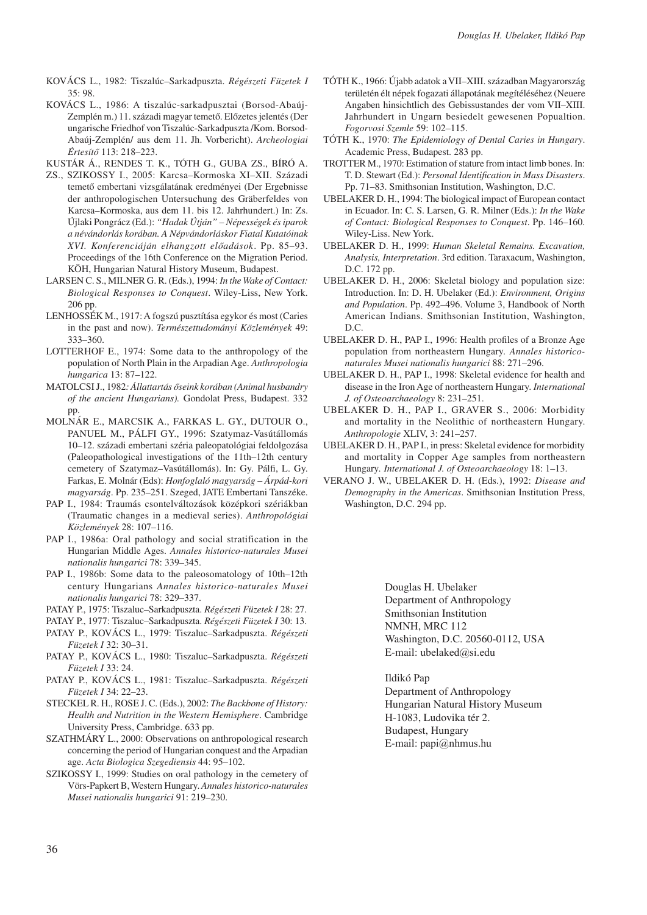KOVÁCS L., 1982: Tiszalúc–Sarkadpuszta. *Régészeti Füzetek I* 35: 98.

KOVÁCS L., 1986: A tiszalúc-sarkadpusztai (Borsod-Abaúj-Zemplén m.) 11. századi magyar temető. Előzetes jelentés (Der ungarische Friedhof von Tiszalúc-Sarkadpuszta /Kom. Borsod-Abaúj-Zemplén/ aus dem 11. Jh. Vorbericht). *Archeologiai Értesítő* 113: 218–223.

KUSTÁR Á., RENDES T. K., TÓTH G., GUBA ZS., BÍRÓ A. ZS., SZIKOSSY I., 2005: Karcsa–Kormoska XI–XII. Századi temető embertani vizsgálatának eredményei (Der Ergebnisse der anthropologischen Untersuchung des Gräberfeldes von Karcsa–Kormoska, aus dem 11. bis 12. Jahrhundert.) In: Zs. Újlaki Pongrácz (Ed.): *"Hadak Útján" – Népességek és iparok a névándorlás korában. A Népvándorláskor Fiatal Kutatóinak XVI. Konferenciáján elhangzott előadások*. Pp. 85–93. Proceedings of the 16th Conference on the Migration Period. KÖH, Hungarian Natural History Museum, Budapest.

LARSEN C. S., MILNER G. R. (Eds.), 1994: *In the Wake of Contact: Biological Responses to Conquest*. Wiley-Liss, New York. 206 pp.

LENHOSSÉK M., 1917: A fogszú pusztítása egykor és most (Caries in the past and now). *Természettudományi Közlemények* 49: 333–360.

LOTTERHOF E., 1974: Some data to the anthropology of the population of North Plain in the Arpadian Age. *Anthropologia hungarica* 13: 87–122.

MATOLCSI J., 1982*: Állattartás őseink korában (Animal husbandry of the ancient Hungarians).* Gondolat Press, Budapest. 332 pp.

MOLNÁR E., MARCSIK A., FARKAS L. GY., DUTOUR O., PANUEL M., PÁLFI GY., 1996: Szatymaz-Vasútállomás 10–12. századi embertani széria paleopatológiai feldolgozása (Paleopathological investigations of the 11th–12th century cemetery of Szatymaz–Vasútállomás). In: Gy. Pálfi, L. Gy. Farkas, E. Molnár (Eds): *Honfoglaló magyarság – Árpád-kori magyarság*. Pp. 235–251. Szeged, JATE Embertani Tanszéke.

PAP I., 1984: Traumás csontelváltozások középkori szériákban (Traumatic changes in a medieval series). *Anthropológiai Közlemények* 28: 107–116.

PAP I., 1986a: Oral pathology and social stratification in the Hungarian Middle Ages. *Annales historico-naturales Musei nationalis hungarici* 78: 339–345.

PAP I., 1986b: Some data to the paleosomatology of 10th–12th century Hungarians *Annales historico-naturales Musei nationalis hungarici* 78: 329–337.

PATAY P., 1975: Tiszaluc–Sarkadpuszta. *Régészeti Füzetek I* 28: 27.

PATAY P., 1977: Tiszaluc–Sarkadpuszta. *Régészeti Füzetek I* 30: 13.

PATAY P., KOVÁCS L., 1979: Tiszaluc–Sarkadpuszta. *Régészeti Füzetek I* 32: 30–31.

PATAY P., KOVÁCS L., 1980: Tiszaluc–Sarkadpuszta. *Régészeti Füzetek I* 33: 24.

PATAY P., KOVÁCS L., 1981: Tiszaluc–Sarkadpuszta. *Régészeti Füzetek I* 34: 22–23.

STECKEL R. H., ROSE J. C. (Eds.), 2002: *The Backbone of History: Health and Nutrition in the Western Hemisphere*. Cambridge University Press, Cambridge. 633 pp.

SZATHMÁRY L., 2000: Observations on anthropological research concerning the period of Hungarian conquest and the Arpadian age. *Acta Biologica Szegediensis* 44: 95–102.

SZIKOSSY I., 1999: Studies on oral pathology in the cemetery of Vörs-Papkert B, Western Hungary. *Annales historico-naturales Musei nationalis hungarici* 91: 219–230.

TÓTH K., 1966: Újabb adatok a VII–XIII. században Magyarország területén élt népek fogazati állapotának megítéléséhez (Neuere Angaben hinsichtlich des Gebissustandes der vom VII–XIII. Jahrhundert in Ungarn besiedelt gewesenen Popualtion. *Fogorvosi Szemle* 59: 102–115.

TÓTH K., 1970: *The Epidemiology of Dental Caries in Hungary*. Academic Press, Budapest. 283 pp.

TROTTER M., 1970: Estimation of stature from intact limb bones. In: T. D. Stewart (Ed.): *Personal Identification in Mass Disasters*. Pp. 71–83. Smithsonian Institution, Washington, D.C.

UBELAKER D. H., 1994: The biological impact of European contact in Ecuador. In: C. S. Larsen, G. R. Milner (Eds.): *In the Wake of Contact: Biological Responses to Conquest*. Pp. 146–160. Wiley-Liss. New York.

UBELAKER D. H., 1999: *Human Skeletal Remains. Excavation, Analysis, Interpretation*. 3rd edition. Taraxacum, Washington, D.C. 172 pp.

UBELAKER D. H., 2006: Skeletal biology and population size: Introduction. In: D. H. Ubelaker (Ed.): *Environment, Origins and Population*. Pp. 492–496. Volume 3, Handbook of North American Indians. Smithsonian Institution, Washington, D.C.

UBELAKER D. H., PAP I., 1996: Health profiles of a Bronze Age population from northeastern Hungary. *Annales historico-naturales Musei nationalis hungarici* 88: 271–296.

UBELAKER D. H., PAP I., 1998: Skeletal evidence for health and disease in the Iron Age of northeastern Hungary. *International J. of Osteoarchaeology* 8: 231–251.

UBELAKER D. H., PAP I., GRAVER S., 2006: Morbidity and mortality in the Neolithic of northeastern Hungary. *Anthropologie* XLIV, 3: 241–257.

UBELAKER D. H., PAP I., in press: Skeletal evidence for morbidity and mortality in Copper Age samples from northeastern Hungary. *International J. of Osteoarchaeology* 18: 1–13.

VERANO J. W., UBELAKER D. H. (Eds.), 1992: *Disease and Demography in the Americas*. Smithsonian Institution Press, Washington, D.C. 294 pp.

Douglas H. Ubelaker
Department of Anthropology
Smithsonian Institution
NMNH, MRC 112
Washington, D.C. 20560-0112, USA
E-mail: ubelaked@si.edu

Ildikó Pap
Department of Anthropology
Hungarian Natural History Museum
H-1083, Ludovika tér 2.
Budapest, Hungary
E-mail: papi@nhmus.hu